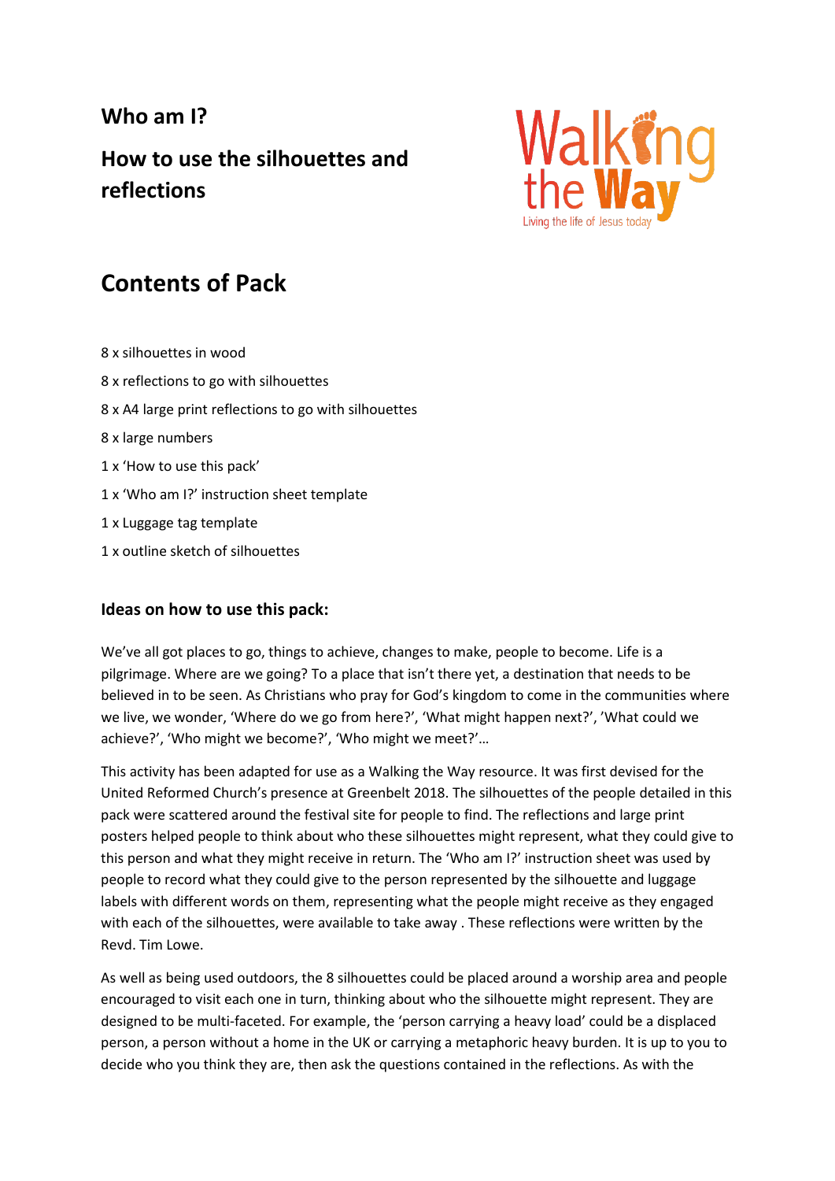# Who am I?

## How to use the silhouettes and reflections

Walking the Way
Living the life of Jesus today

## Contents of Pack

8 x silhouettes in wood

8 x reflections to go with silhouettes

8 x A4 large print reflections to go with silhouettes

8 x large numbers

1 x 'How to use this pack'

1 x 'Who am I?' instruction sheet template

1 x Luggage tag template

1 x outline sketch of silhouettes

### Ideas on how to use this pack:

We've all got places to go, things to achieve, changes to make, people to become. Life is a pilgrimage. Where are we going? To a place that isn't there yet, a destination that needs to be believed in to be seen. As Christians who pray for God's kingdom to come in the communities where we live, we wonder, 'Where do we go from here?', 'What might happen next?', 'What could we achieve?', 'Who might we become?', 'Who might we meet?'…

This activity has been adapted for use as a Walking the Way resource. It was first devised for the United Reformed Church's presence at Greenbelt 2018. The silhouettes of the people detailed in this pack were scattered around the festival site for people to find. The reflections and large print posters helped people to think about who these silhouettes might represent, what they could give to this person and what they might receive in return. The 'Who am I?' instruction sheet was used by people to record what they could give to the person represented by the silhouette and luggage labels with different words on them, representing what the people might receive as they engaged with each of the silhouettes, were available to take away . These reflections were written by the Revd. Tim Lowe.

As well as being used outdoors, the 8 silhouettes could be placed around a worship area and people encouraged to visit each one in turn, thinking about who the silhouette might represent. They are designed to be multi-faceted. For example, the 'person carrying a heavy load' could be a displaced person, a person without a home in the UK or carrying a metaphoric heavy burden. It is up to you to decide who you think they are, then ask the questions contained in the reflections. As with the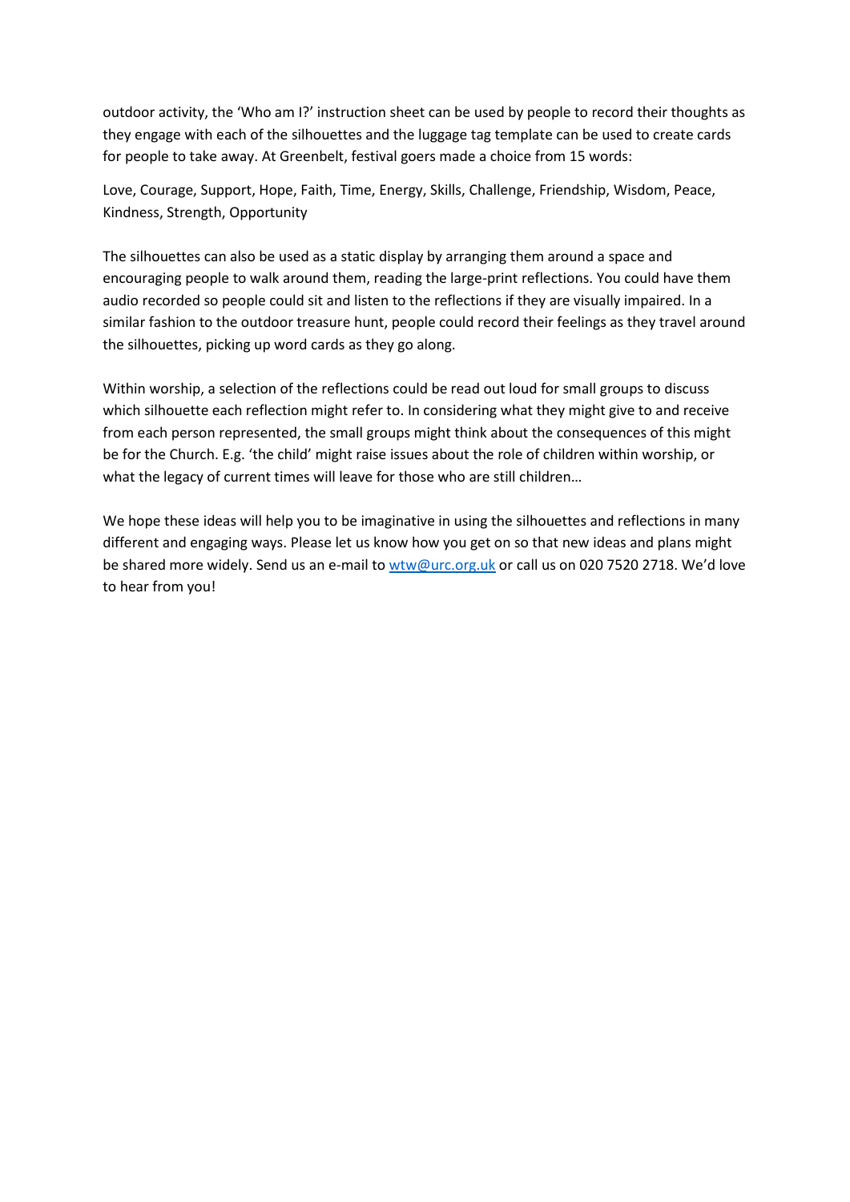outdoor activity, the 'Who am I?' instruction sheet can be used by people to record their thoughts as they engage with each of the silhouettes and the luggage tag template can be used to create cards for people to take away. At Greenbelt, festival goers made a choice from 15 words:

Love, Courage, Support, Hope, Faith, Time, Energy, Skills, Challenge, Friendship, Wisdom, Peace, Kindness, Strength, Opportunity

The silhouettes can also be used as a static display by arranging them around a space and encouraging people to walk around them, reading the large-print reflections. You could have them audio recorded so people could sit and listen to the reflections if they are visually impaired. In a similar fashion to the outdoor treasure hunt, people could record their feelings as they travel around the silhouettes, picking up word cards as they go along.

Within worship, a selection of the reflections could be read out loud for small groups to discuss which silhouette each reflection might refer to. In considering what they might give to and receive from each person represented, the small groups might think about the consequences of this might be for the Church. E.g. 'the child' might raise issues about the role of children within worship, or what the legacy of current times will leave for those who are still children…

We hope these ideas will help you to be imaginative in using the silhouettes and reflections in many different and engaging ways. Please let us know how you get on so that new ideas and plans might be shared more widely. Send us an e-mail to [wtw@urc.org.uk](mailto:wtw@urc.org.uk) or call us on 020 7520 2718. We'd love to hear from you!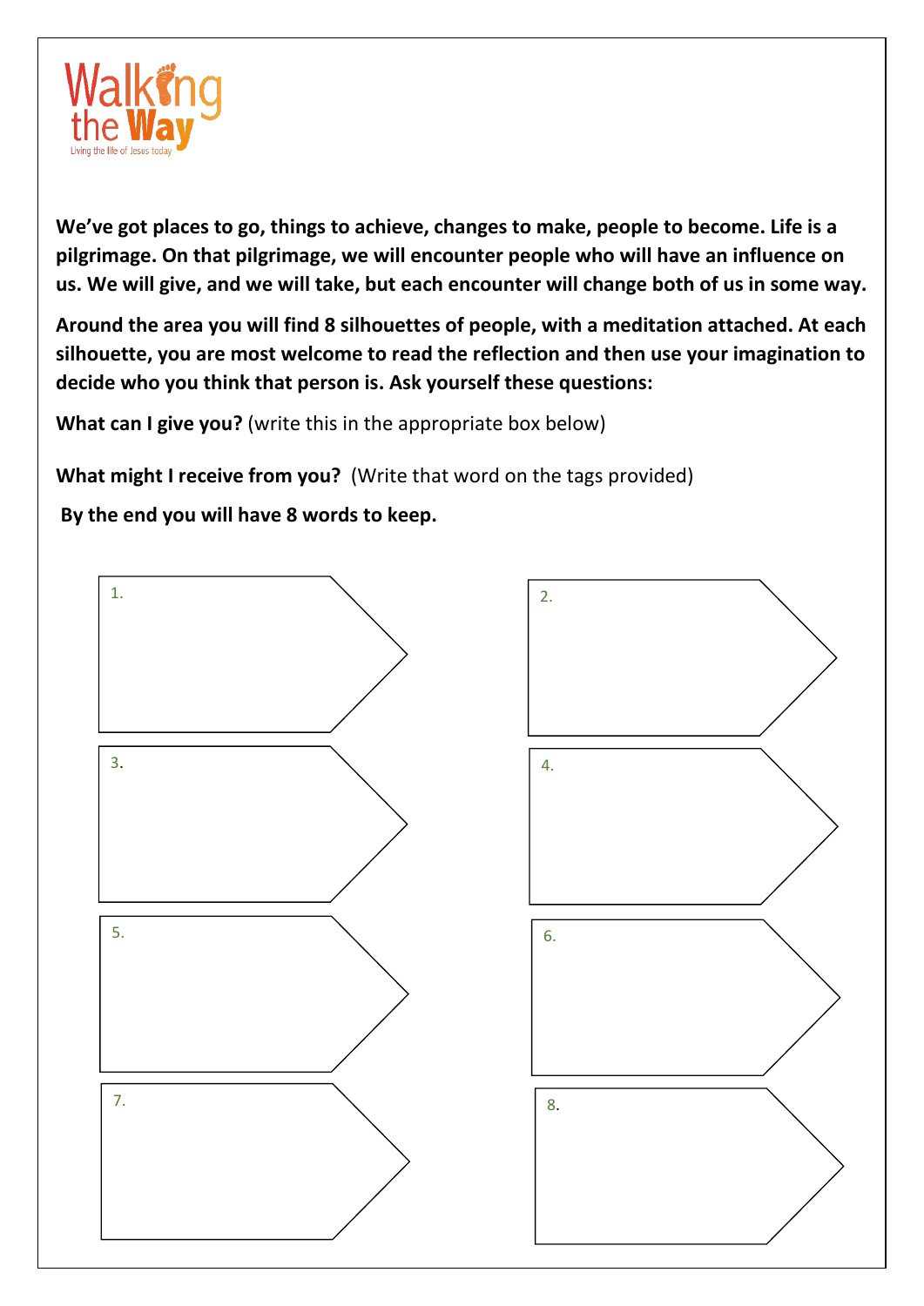Walking the Way

Living the life of Jesus today

**We've got places to go, things to achieve, changes to make, people to become. Life is a pilgrimage. On that pilgrimage, we will encounter people who will have an influence on us. We will give, and we will take, but each encounter will change both of us in some way.**

**Around the area you will find 8 silhouettes of people, with a meditation attached. At each silhouette, you are most welcome to read the reflection and then use your imagination to decide who you think that person is. Ask yourself these questions:**

**What can I give you?** (write this in the appropriate box below)

**What might I receive from you?** (Write that word on the tags provided)

**By the end you will have 8 words to keep.**

1.

2.

3.

4.

5.

6.

7.

8.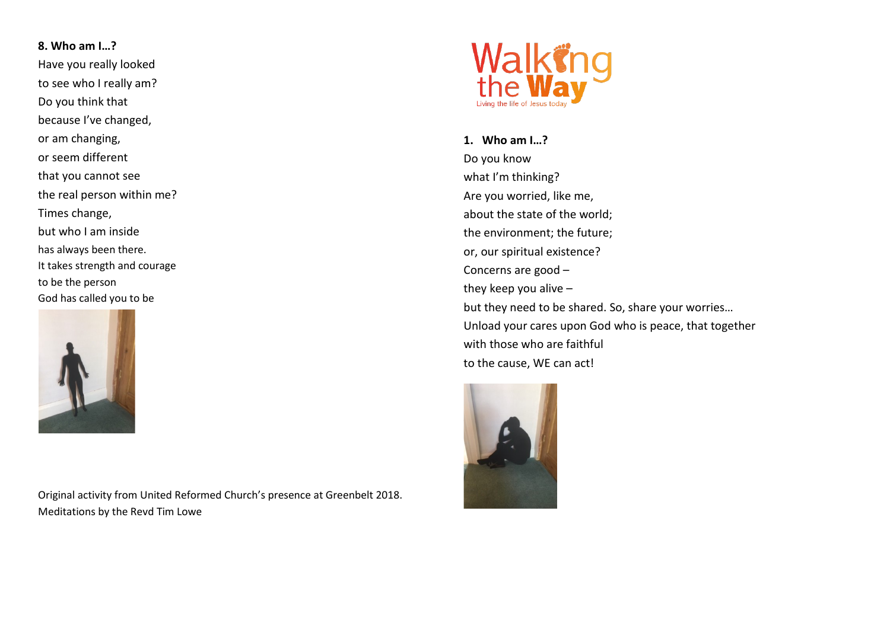**8. Who am I…?**

Have you really looked
to see who I really am?
Do you think that
because I've changed,
or am changing,
or seem different
that you cannot see
the real person within me?
Times change,
but who I am inside
has always been there.
It takes strength and courage
to be the person
God has called you to be

Original activity from United Reformed Church's presence at Greenbelt 2018.
Meditations by the Revd Tim Lowe

Walking the Way
Living the life of Jesus today

**1. Who am I…?**

Do you know
what I'm thinking?
Are you worried, like me,
about the state of the world;
the environment; the future;
or, our spiritual existence?
Concerns are good –
they keep you alive –
but they need to be shared. So, share your worries…
Unload your cares upon God who is peace, that together
with those who are faithful
to the cause, WE can act!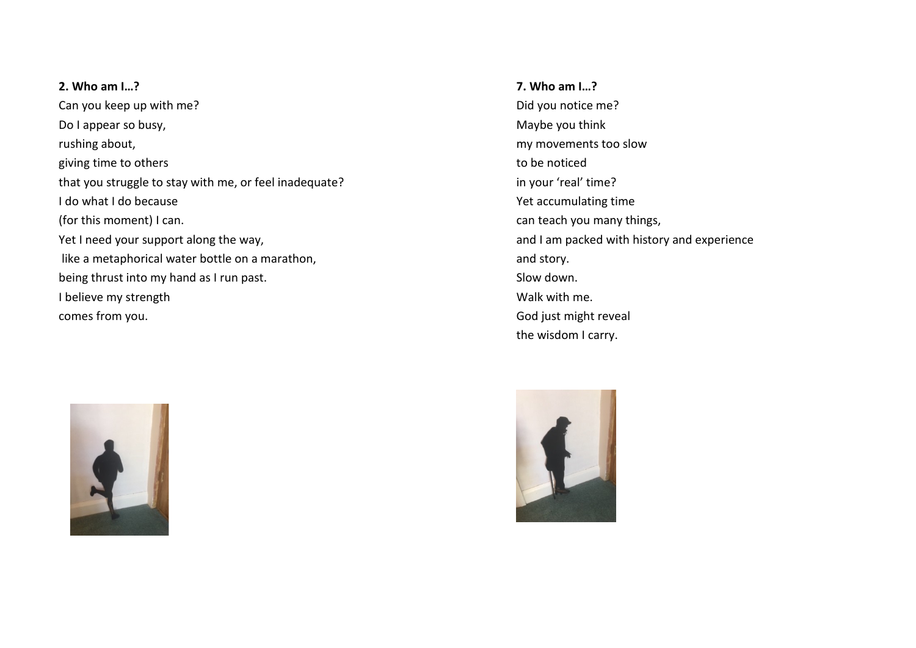**2. Who am I…?**

Can you keep up with me?
Do I appear so busy,
rushing about,
giving time to others
that you struggle to stay with me, or feel inadequate?
I do what I do because
(for this moment) I can.
Yet I need your support along the way,
like a metaphorical water bottle on a marathon,
being thrust into my hand as I run past.
I believe my strength
comes from you.

**7. Who am I…?**

Did you notice me?
Maybe you think
my movements too slow
to be noticed
in your 'real' time?
Yet accumulating time
can teach you many things,
and I am packed with history and experience
and story.
Slow down.
Walk with me.
God just might reveal
the wisdom I carry.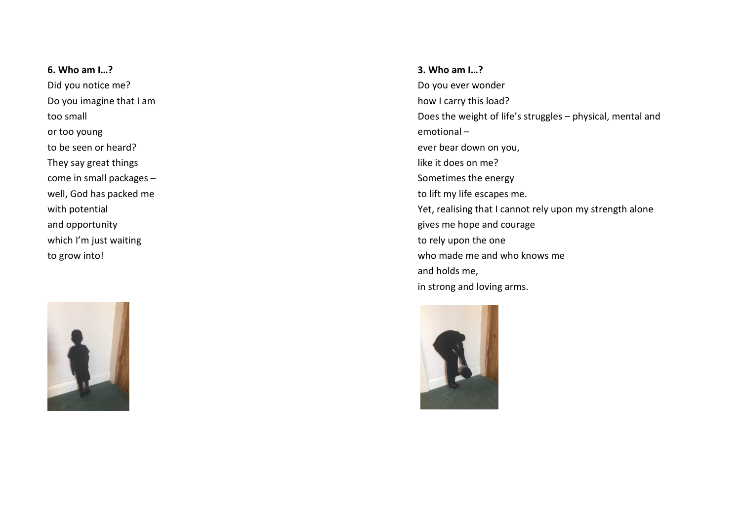**6. Who am I…?**

Did you notice me?
Do you imagine that I am
too small
or too young
to be seen or heard?
They say great things
come in small packages –
well, God has packed me
with potential
and opportunity
which I'm just waiting
to grow into!

**3. Who am I…?**

Do you ever wonder
how I carry this load?
Does the weight of life's struggles – physical, mental and emotional –
ever bear down on you,
like it does on me?
Sometimes the energy
to lift my life escapes me.
Yet, realising that I cannot rely upon my strength alone
gives me hope and courage
to rely upon the one
who made me and who knows me
and holds me,
in strong and loving arms.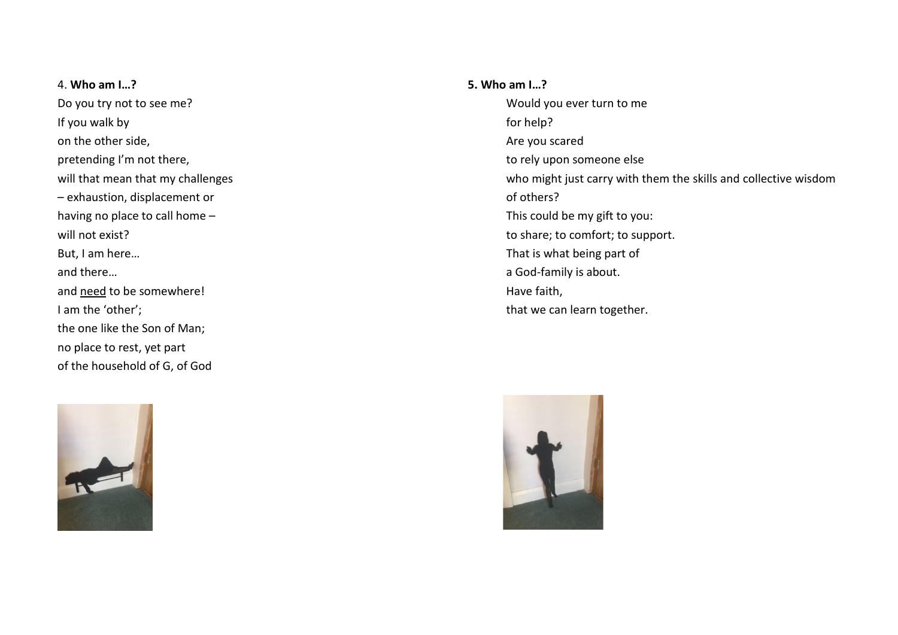4. **Who am I…?**

Do you try not to see me?
If you walk by
on the other side,
pretending I'm not there,
will that mean that my challenges
– exhaustion, displacement or
having no place to call home –
will not exist?
But, I am here…
and there…
and <u>need</u> to be somewhere!
I am the 'other';
the one like the Son of Man;
no place to rest, yet part
of the household of G, of God

**5. Who am I…?**

Would you ever turn to me
for help?
Are you scared
to rely upon someone else
who might just carry with them the skills and collective wisdom
of others?
This could be my gift to you:
to share; to comfort; to support.
That is what being part of
a God-family is about.
Have faith,
that we can learn together.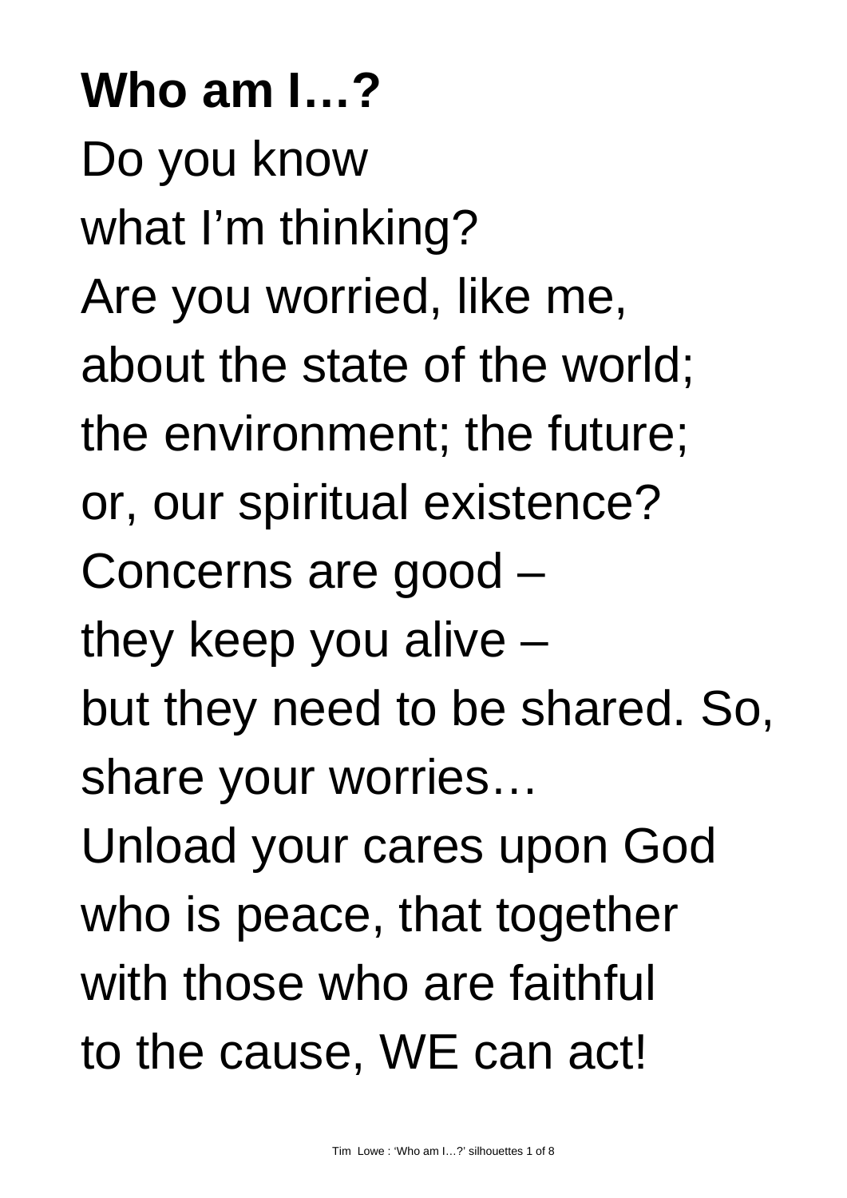**Who am I…?**

Do you know
what I'm thinking?
Are you worried, like me,
about the state of the world;
the environment; the future;
or, our spiritual existence?
Concerns are good –
they keep you alive –
but they need to be shared. So,
share your worries…
Unload your cares upon God
who is peace, that together
with those who are faithful
to the cause, WE can act!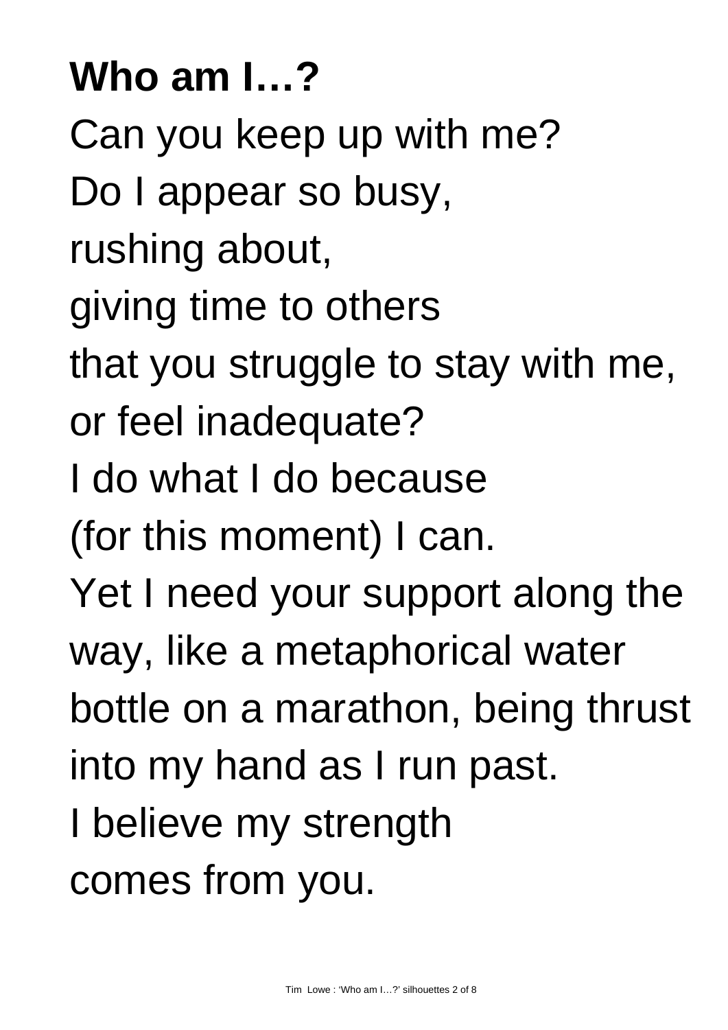# Who am I…?

Can you keep up with me?
Do I appear so busy,
rushing about,
giving time to others
that you struggle to stay with me,
or feel inadequate?
I do what I do because
(for this moment) I can.
Yet I need your support along the way, like a metaphorical water bottle on a marathon, being thrust into my hand as I run past.
I believe my strength
comes from you.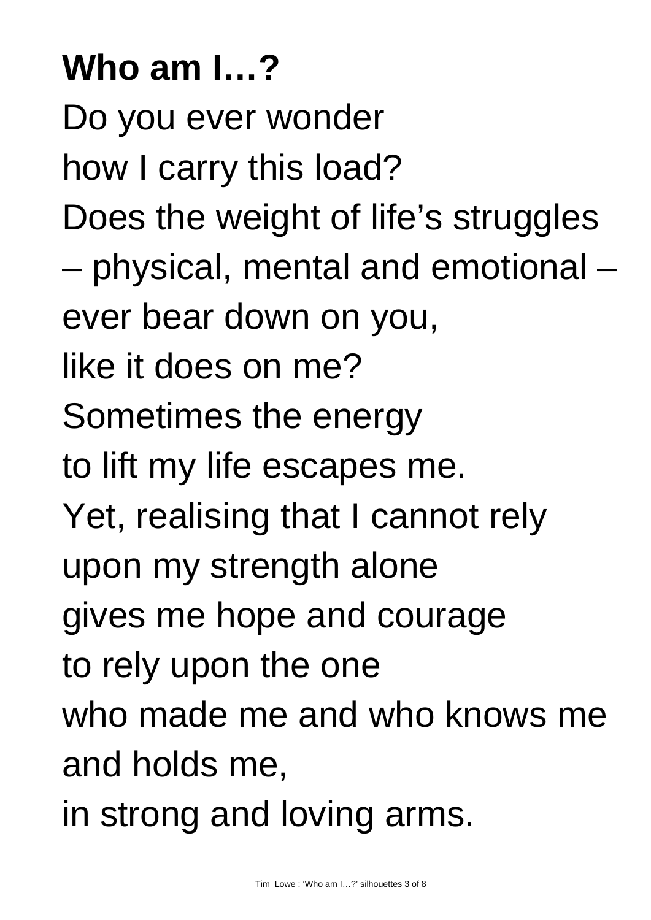**Who am I…?**

Do you ever wonder
how I carry this load?
Does the weight of life's struggles
– physical, mental and emotional –
ever bear down on you,
like it does on me?
Sometimes the energy
to lift my life escapes me.
Yet, realising that I cannot rely
upon my strength alone
gives me hope and courage
to rely upon the one
who made me and who knows me
and holds me,
in strong and loving arms.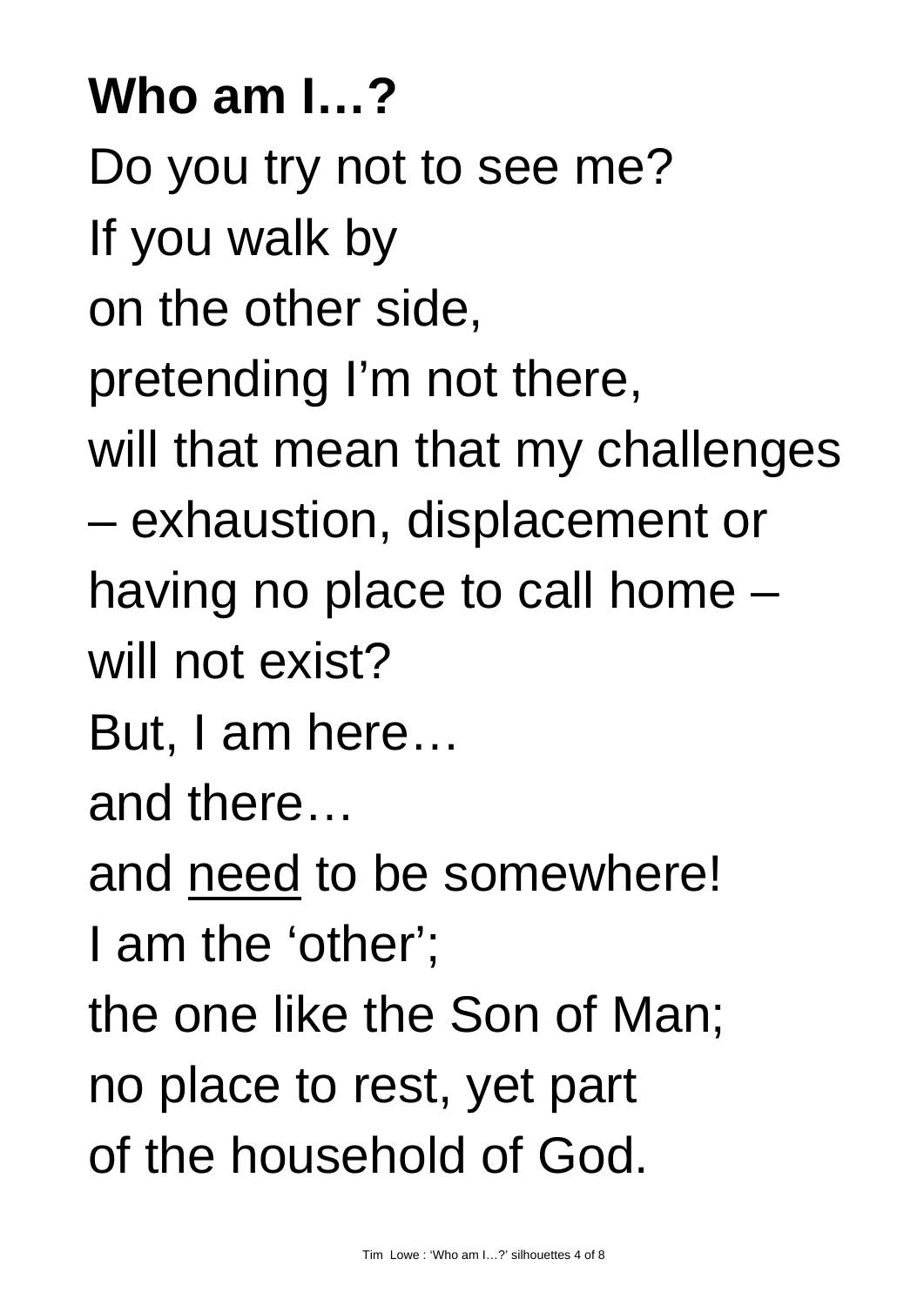**Who am I…?**

Do you try not to see me?
If you walk by
on the other side,
pretending I'm not there,
will that mean that my challenges
– exhaustion, displacement or
having no place to call home –
will not exist?
But, I am here…
and there…
and <u>need</u> to be somewhere!
I am the 'other';
the one like the Son of Man;
no place to rest, yet part
of the household of God.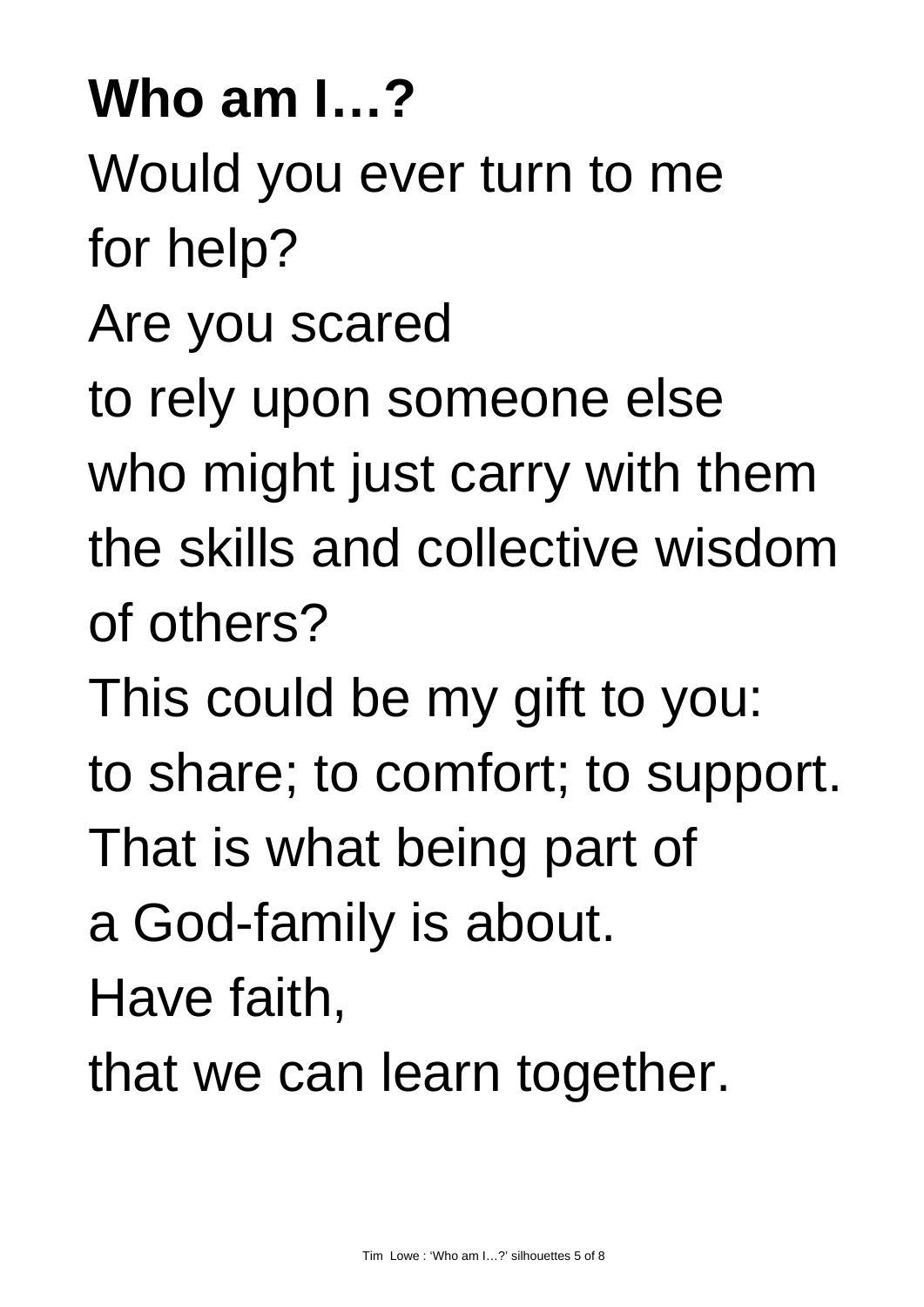**Who am I…?**

Would you ever turn to me
for help?
Are you scared
to rely upon someone else
who might just carry with them
the skills and collective wisdom
of others?
This could be my gift to you:
to share; to comfort; to support.
That is what being part of
a God-family is about.
Have faith,
that we can learn together.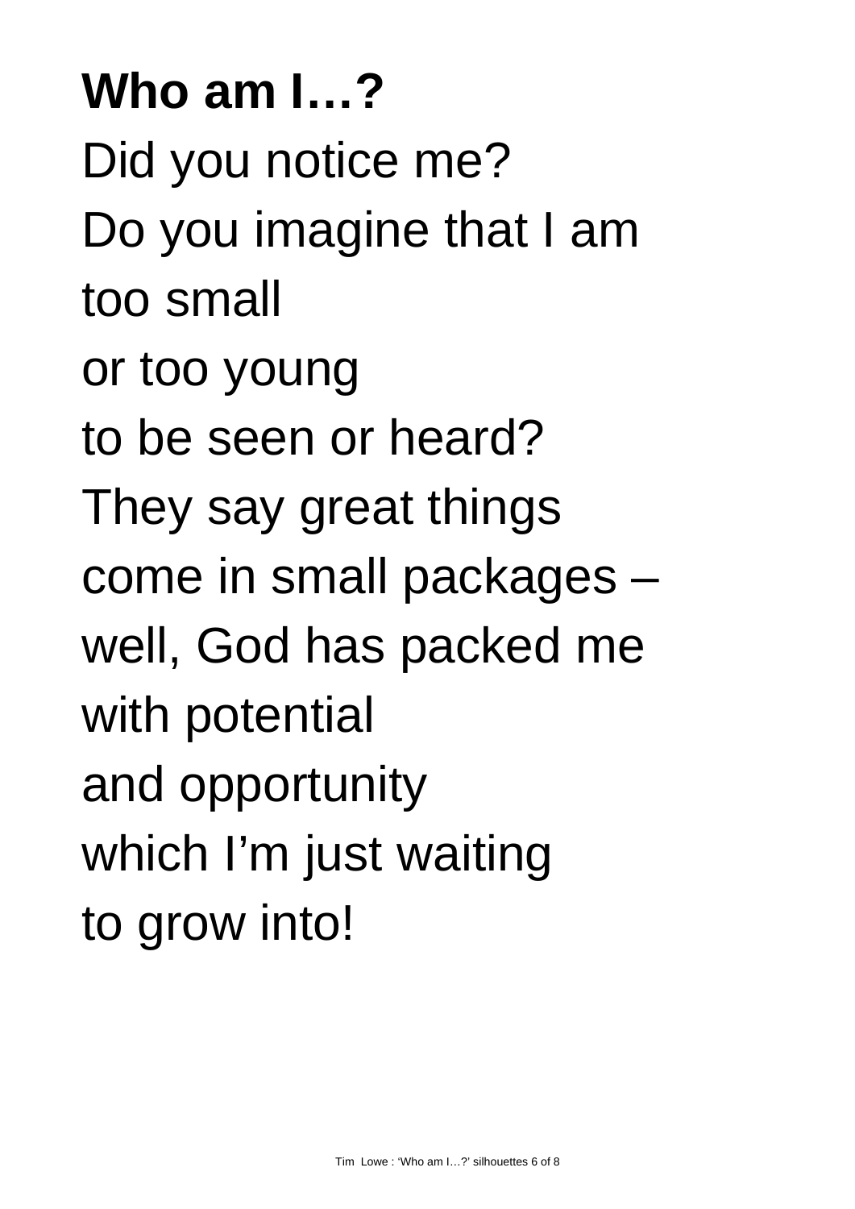**Who am I…?**

Did you notice me?
Do you imagine that I am
too small
or too young
to be seen or heard?
They say great things
come in small packages –
well, God has packed me
with potential
and opportunity
which I'm just waiting
to grow into!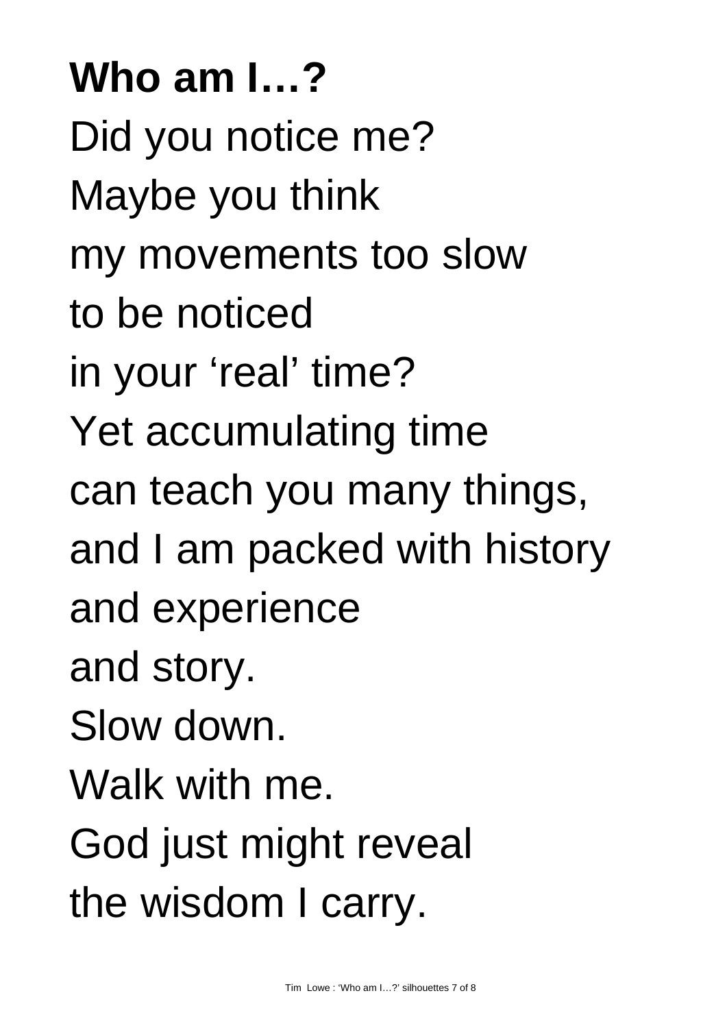**Who am I…?**

Did you notice me?  
Maybe you think  
my movements too slow  
to be noticed  
in your 'real' time?  
Yet accumulating time  
can teach you many things,  
and I am packed with history  
and experience  
and story.  
Slow down.  
Walk with me.  
God just might reveal  
the wisdom I carry.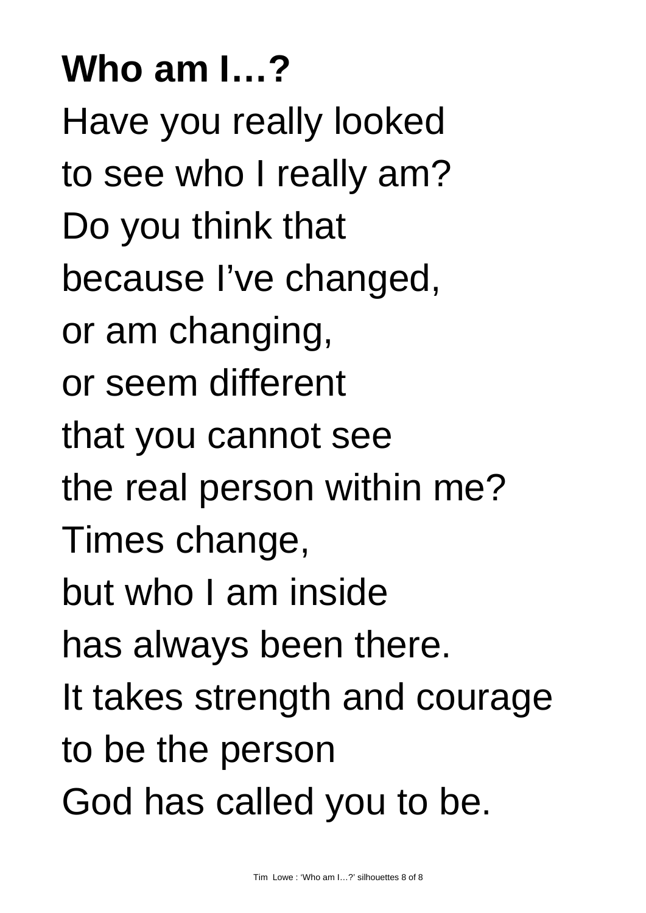**Who am I…?**

Have you really looked
to see who I really am?
Do you think that
because I've changed,
or am changing,
or seem different
that you cannot see
the real person within me?
Times change,
but who I am inside
has always been there.
It takes strength and courage
to be the person
God has called you to be.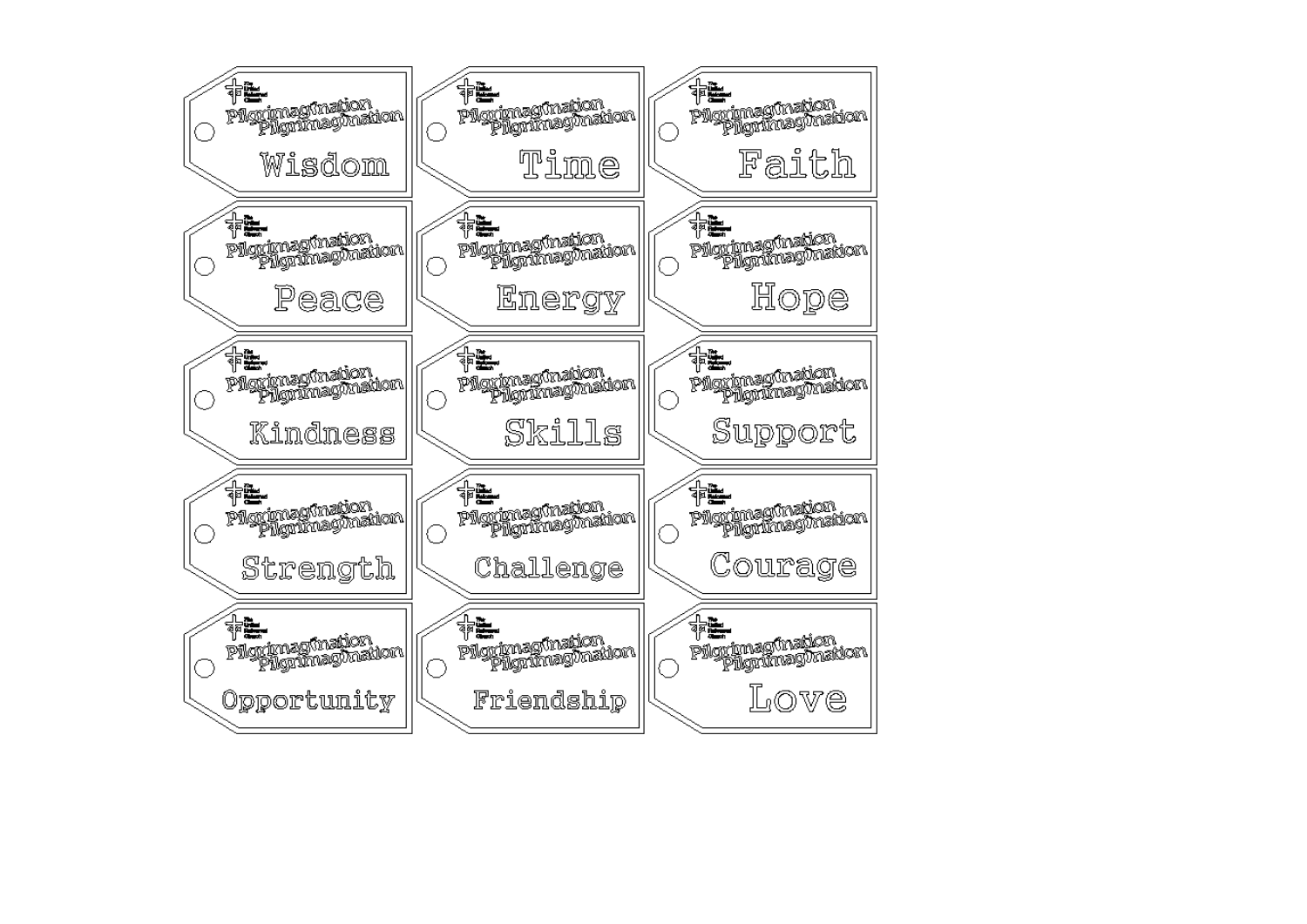The United Reformed Church
Pilgrimagination
Pilgrimagination
Wisdom

The United Reformed Church
Pilgrimagination
Pilgrimagination
Time

The United Reformed Church
Pilgrimagination
Pilgrimagination
Faith

The United Reformed Church
Pilgrimagination
Pilgrimagination
Peace

The United Reformed Church
Pilgrimagination
Pilgrimagination
Energy

The United Reformed Church
Pilgrimagination
Pilgrimagination
Hope

The United Reformed Church
Pilgrimagination
Pilgrimagination
Kindness

The United Reformed Church
Pilgrimagination
Pilgrimagination
Skills

The United Reformed Church
Pilgrimagination
Pilgrimagination
Support

The United Reformed Church
Pilgrimagination
Pilgrimagination
Strength

The United Reformed Church
Pilgrimagination
Pilgrimagination
Challenge

The United Reformed Church
Pilgrimagination
Pilgrimagination
Courage

The United Reformed Church
Pilgrimagination
Pilgrimagination
Opportunity

The United Reformed Church
Pilgrimagination
Pilgrimagination
Friendship

The United Reformed Church
Pilgrimagination
Pilgrimagination
Love